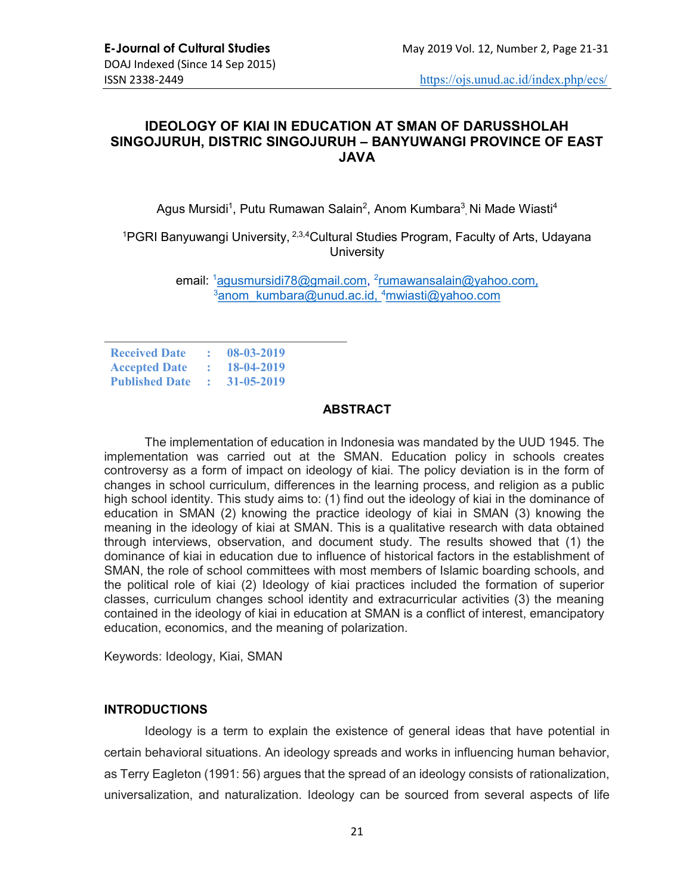# IDEOLOGY OF KIAI IN EDUCATION AT SMAN OF DARUSSHOLAH SINGOJURUH, DISTRIC SINGOJURUH – BANYUWANGI PROVINCE OF EAST JAVA

Agus Mursidi[1], Putu Rumawan Salain[2], Anom Kumbara[3], Ni Made Wiasti[4]

[1]PGRI Banyuwangi University, [2,3,4]Cultural Studies Program, Faculty of Arts, Udayana University

email: [1]agusmursidi78@gmail.com, [2]rumawansalain@yahoo.com, [3]anom_kumbara@unud.ac.id, [4]mwiasti@yahoo.com

| | | |
|---|---|---|
| **Received Date** | : | **08-03-2019** |
| **Accepted Date** | : | **18-04-2019** |
| **Published Date** | : | **31-05-2019** |

## ABSTRACT

The implementation of education in Indonesia was mandated by the UUD 1945. The implementation was carried out at the SMAN. Education policy in schools creates controversy as a form of impact on ideology of kiai. The policy deviation is in the form of changes in school curriculum, differences in the learning process, and religion as a public high school identity. This study aims to: (1) find out the ideology of kiai in the dominance of education in SMAN (2) knowing the practice ideology of kiai in SMAN (3) knowing the meaning in the ideology of kiai at SMAN. This is a qualitative research with data obtained through interviews, observation, and document study. The results showed that (1) the dominance of kiai in education due to influence of historical factors in the establishment of SMAN, the role of school committees with most members of Islamic boarding schools, and the political role of kiai (2) Ideology of kiai practices included the formation of superior classes, curriculum changes school identity and extracurricular activities (3) the meaning contained in the ideology of kiai in education at SMAN is a conflict of interest, emancipatory education, economics, and the meaning of polarization.

Keywords: Ideology, Kiai, SMAN

## INTRODUCTIONS

Ideology is a term to explain the existence of general ideas that have potential in certain behavioral situations. An ideology spreads and works in influencing human behavior, as Terry Eagleton (1991: 56) argues that the spread of an ideology consists of rationalization, universalization, and naturalization. Ideology can be sourced from several aspects of life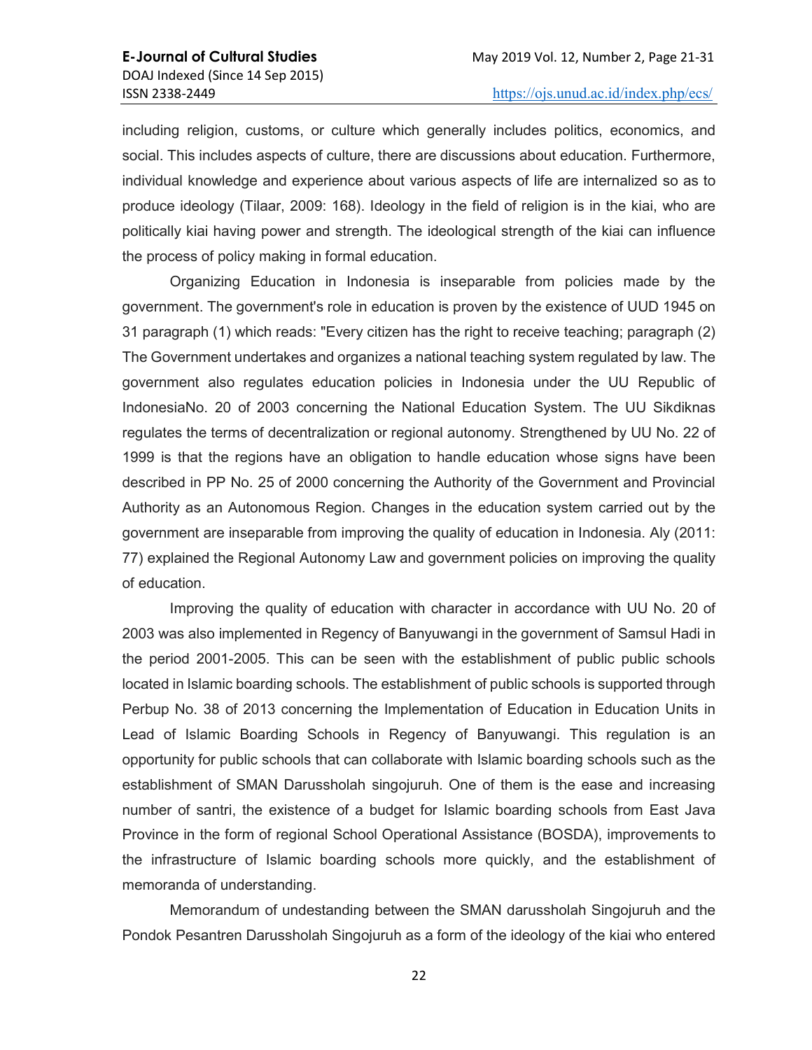including religion, customs, or culture which generally includes politics, economics, and social. This includes aspects of culture, there are discussions about education. Furthermore, individual knowledge and experience about various aspects of life are internalized so as to produce ideology (Tilaar, 2009: 168). Ideology in the field of religion is in the kiai, who are politically kiai having power and strength. The ideological strength of the kiai can influence the process of policy making in formal education.

Organizing Education in Indonesia is inseparable from policies made by the government. The government's role in education is proven by the existence of UUD 1945 on 31 paragraph (1) which reads: "Every citizen has the right to receive teaching; paragraph (2) The Government undertakes and organizes a national teaching system regulated by law. The government also regulates education policies in Indonesia under the UU Republic of IndonesiaNo. 20 of 2003 concerning the National Education System. The UU Sikdiknas regulates the terms of decentralization or regional autonomy. Strengthened by UU No. 22 of 1999 is that the regions have an obligation to handle education whose signs have been described in PP No. 25 of 2000 concerning the Authority of the Government and Provincial Authority as an Autonomous Region. Changes in the education system carried out by the government are inseparable from improving the quality of education in Indonesia. Aly (2011: 77) explained the Regional Autonomy Law and government policies on improving the quality of education.

Improving the quality of education with character in accordance with UU No. 20 of 2003 was also implemented in Regency of Banyuwangi in the government of Samsul Hadi in the period 2001-2005. This can be seen with the establishment of public public schools located in Islamic boarding schools. The establishment of public schools is supported through Perbup No. 38 of 2013 concerning the Implementation of Education in Education Units in Lead of Islamic Boarding Schools in Regency of Banyuwangi. This regulation is an opportunity for public schools that can collaborate with Islamic boarding schools such as the establishment of SMAN Darussholah singojuruh. One of them is the ease and increasing number of santri, the existence of a budget for Islamic boarding schools from East Java Province in the form of regional School Operational Assistance (BOSDA), improvements to the infrastructure of Islamic boarding schools more quickly, and the establishment of memoranda of understanding.

Memorandum of undestanding between the SMAN darussholah Singojuruh and the Pondok Pesantren Darussholah Singojuruh as a form of the ideology of the kiai who entered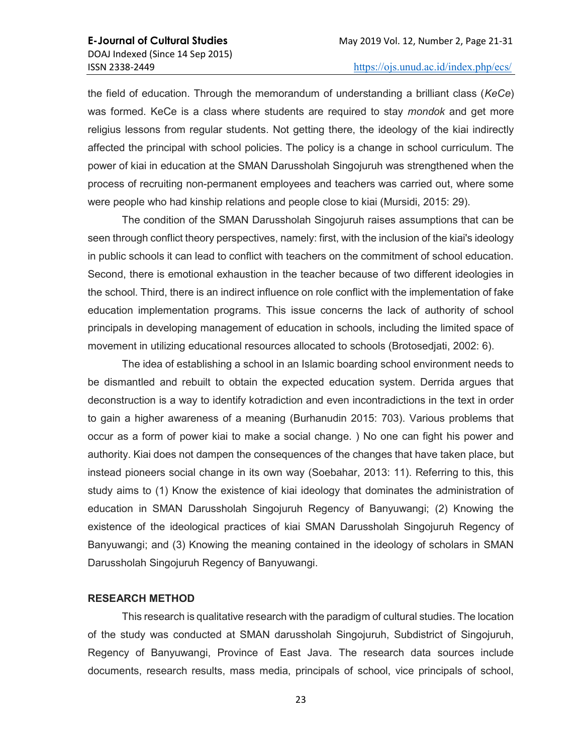the field of education. Through the memorandum of understanding a brilliant class (*KeCe*) was formed. KeCe is a class where students are required to stay *mondok* and get more religius lessons from regular students. Not getting there, the ideology of the kiai indirectly affected the principal with school policies. The policy is a change in school curriculum. The power of kiai in education at the SMAN Darussholah Singojuruh was strengthened when the process of recruiting non-permanent employees and teachers was carried out, where some were people who had kinship relations and people close to kiai (Mursidi, 2015: 29).

The condition of the SMAN Darussholah Singojuruh raises assumptions that can be seen through conflict theory perspectives, namely: first, with the inclusion of the kiai's ideology in public schools it can lead to conflict with teachers on the commitment of school education. Second, there is emotional exhaustion in the teacher because of two different ideologies in the school. Third, there is an indirect influence on role conflict with the implementation of fake education implementation programs. This issue concerns the lack of authority of school principals in developing management of education in schools, including the limited space of movement in utilizing educational resources allocated to schools (Brotosedjati, 2002: 6).

The idea of establishing a school in an Islamic boarding school environment needs to be dismantled and rebuilt to obtain the expected education system. Derrida argues that deconstruction is a way to identify kotradiction and even incontradictions in the text in order to gain a higher awareness of a meaning (Burhanudin 2015: 703). Various problems that occur as a form of power kiai to make a social change. ) No one can fight his power and authority. Kiai does not dampen the consequences of the changes that have taken place, but instead pioneers social change in its own way (Soebahar, 2013: 11). Referring to this, this study aims to (1) Know the existence of kiai ideology that dominates the administration of education in SMAN Darussholah Singojuruh Regency of Banyuwangi; (2) Knowing the existence of the ideological practices of kiai SMAN Darussholah Singojuruh Regency of Banyuwangi; and (3) Knowing the meaning contained in the ideology of scholars in SMAN Darussholah Singojuruh Regency of Banyuwangi.

## RESEARCH METHOD

This research is qualitative research with the paradigm of cultural studies. The location of the study was conducted at SMAN darussholah Singojuruh, Subdistrict of Singojuruh, Regency of Banyuwangi, Province of East Java. The research data sources include documents, research results, mass media, principals of school, vice principals of school,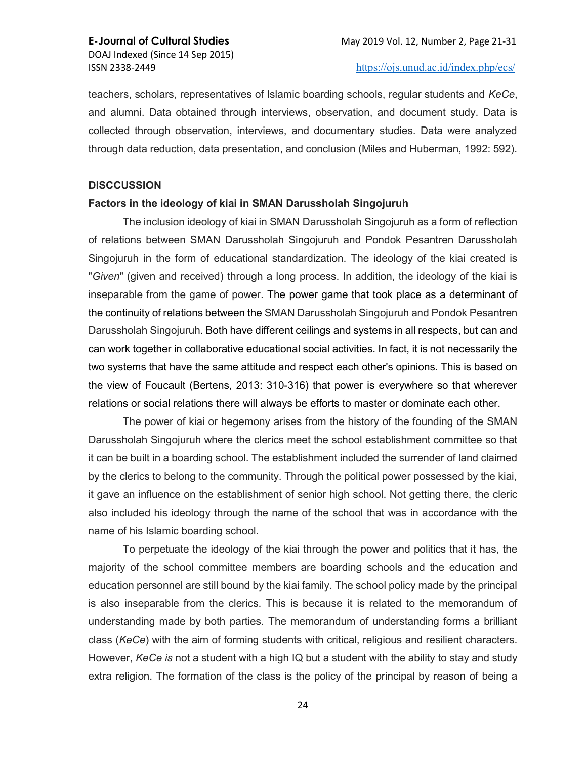teachers, scholars, representatives of Islamic boarding schools, regular students and *KeCe*, and alumni. Data obtained through interviews, observation, and document study. Data is collected through observation, interviews, and documentary studies. Data were analyzed through data reduction, data presentation, and conclusion (Miles and Huberman, 1992: 592).

## DISCCUSSION

### Factors in the ideology of kiai in SMAN Darussholah Singojuruh

The inclusion ideology of kiai in SMAN Darussholah Singojuruh as a form of reflection of relations between SMAN Darussholah Singojuruh and Pondok Pesantren Darussholah Singojuruh in the form of educational standardization. The ideology of the kiai created is "*Given*" (given and received) through a long process. In addition, the ideology of the kiai is inseparable from the game of power. The power game that took place as a determinant of the continuity of relations between the SMAN Darussholah Singojuruh and Pondok Pesantren Darussholah Singojuruh. Both have different ceilings and systems in all respects, but can and can work together in collaborative educational social activities. In fact, it is not necessarily the two systems that have the same attitude and respect each other's opinions. This is based on the view of Foucault (Bertens, 2013: 310-316) that power is everywhere so that wherever relations or social relations there will always be efforts to master or dominate each other.

The power of kiai or hegemony arises from the history of the founding of the SMAN Darussholah Singojuruh where the clerics meet the school establishment committee so that it can be built in a boarding school. The establishment included the surrender of land claimed by the clerics to belong to the community. Through the political power possessed by the kiai, it gave an influence on the establishment of senior high school. Not getting there, the cleric also included his ideology through the name of the school that was in accordance with the name of his Islamic boarding school.

To perpetuate the ideology of the kiai through the power and politics that it has, the majority of the school committee members are boarding schools and the education and education personnel are still bound by the kiai family. The school policy made by the principal is also inseparable from the clerics. This is because it is related to the memorandum of understanding made by both parties. The memorandum of understanding forms a brilliant class (*KeCe*) with the aim of forming students with critical, religious and resilient characters. However, *KeCe is* not a student with a high IQ but a student with the ability to stay and study extra religion. The formation of the class is the policy of the principal by reason of being a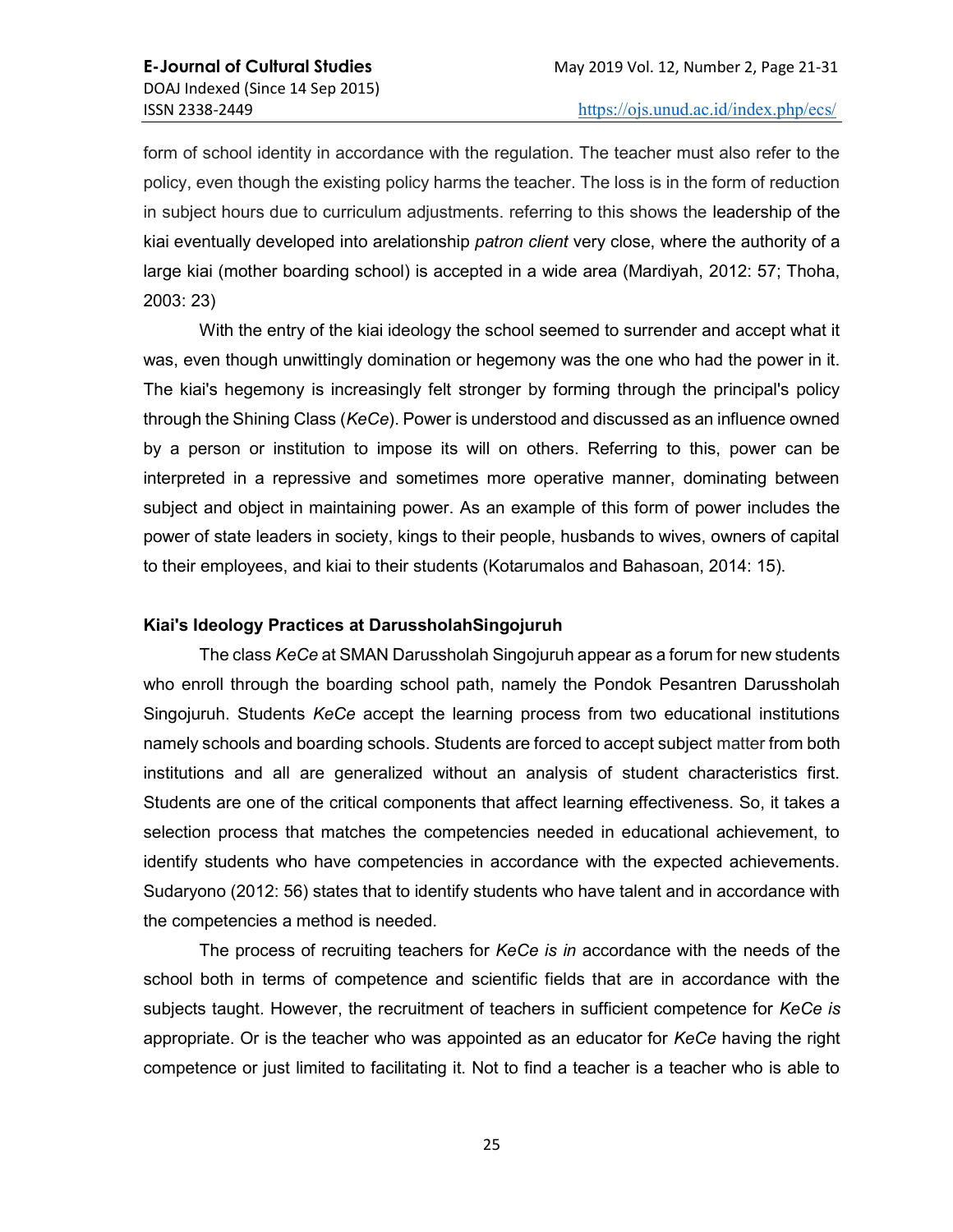form of school identity in accordance with the regulation. The teacher must also refer to the policy, even though the existing policy harms the teacher. The loss is in the form of reduction in subject hours due to curriculum adjustments. referring to this shows the leadership of the kiai eventually developed into arelationship *patron client* very close, where the authority of a large kiai (mother boarding school) is accepted in a wide area (Mardiyah, 2012: 57; Thoha, 2003: 23)

With the entry of the kiai ideology the school seemed to surrender and accept what it was, even though unwittingly domination or hegemony was the one who had the power in it. The kiai's hegemony is increasingly felt stronger by forming through the principal's policy through the Shining Class (*KeCe*). Power is understood and discussed as an influence owned by a person or institution to impose its will on others. Referring to this, power can be interpreted in a repressive and sometimes more operative manner, dominating between subject and object in maintaining power. As an example of this form of power includes the power of state leaders in society, kings to their people, husbands to wives, owners of capital to their employees, and kiai to their students (Kotarumalos and Bahasoan, 2014: 15).

### Kiai's Ideology Practices at DarussholahSingojuruh

The class *KeCe* at SMAN Darussholah Singojuruh appear as a forum for new students who enroll through the boarding school path, namely the Pondok Pesantren Darussholah Singojuruh. Students *KeCe* accept the learning process from two educational institutions namely schools and boarding schools. Students are forced to accept subject matter from both institutions and all are generalized without an analysis of student characteristics first. Students are one of the critical components that affect learning effectiveness. So, it takes a selection process that matches the competencies needed in educational achievement, to identify students who have competencies in accordance with the expected achievements. Sudaryono (2012: 56) states that to identify students who have talent and in accordance with the competencies a method is needed.

The process of recruiting teachers for *KeCe is in* accordance with the needs of the school both in terms of competence and scientific fields that are in accordance with the subjects taught. However, the recruitment of teachers in sufficient competence for *KeCe is* appropriate. Or is the teacher who was appointed as an educator for *KeCe* having the right competence or just limited to facilitating it. Not to find a teacher is a teacher who is able to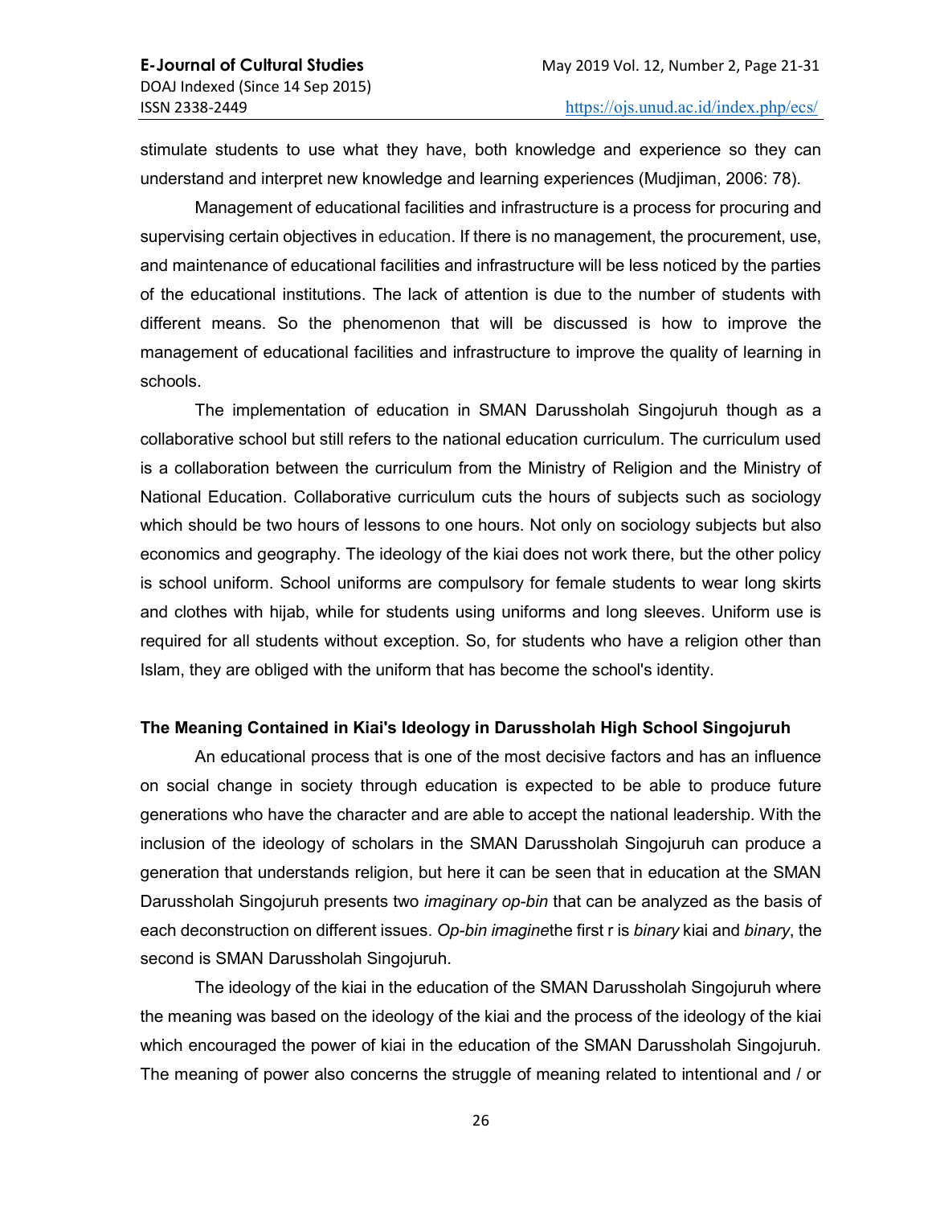stimulate students to use what they have, both knowledge and experience so they can understand and interpret new knowledge and learning experiences (Mudjiman, 2006: 78).

Management of educational facilities and infrastructure is a process for procuring and supervising certain objectives in education. If there is no management, the procurement, use, and maintenance of educational facilities and infrastructure will be less noticed by the parties of the educational institutions. The lack of attention is due to the number of students with different means. So the phenomenon that will be discussed is how to improve the management of educational facilities and infrastructure to improve the quality of learning in schools.

The implementation of education in SMAN Darussholah Singojuruh though as a collaborative school but still refers to the national education curriculum. The curriculum used is a collaboration between the curriculum from the Ministry of Religion and the Ministry of National Education. Collaborative curriculum cuts the hours of subjects such as sociology which should be two hours of lessons to one hours. Not only on sociology subjects but also economics and geography. The ideology of the kiai does not work there, but the other policy is school uniform. School uniforms are compulsory for female students to wear long skirts and clothes with hijab, while for students using uniforms and long sleeves. Uniform use is required for all students without exception. So, for students who have a religion other than Islam, they are obliged with the uniform that has become the school's identity.

**The Meaning Contained in Kiai's Ideology in Darussholah High School Singojuruh**

An educational process that is one of the most decisive factors and has an influence on social change in society through education is expected to be able to produce future generations who have the character and are able to accept the national leadership. With the inclusion of the ideology of scholars in the SMAN Darussholah Singojuruh can produce a generation that understands religion, but here it can be seen that in education at the SMAN Darussholah Singojuruh presents two *imaginary op-bin* that can be analyzed as the basis of each deconstruction on different issues. *Op-bin imagine*the first r is *binary* kiai and *binary*, the second is SMAN Darussholah Singojuruh.

The ideology of the kiai in the education of the SMAN Darussholah Singojuruh where the meaning was based on the ideology of the kiai and the process of the ideology of the kiai which encouraged the power of kiai in the education of the SMAN Darussholah Singojuruh. The meaning of power also concerns the struggle of meaning related to intentional and / or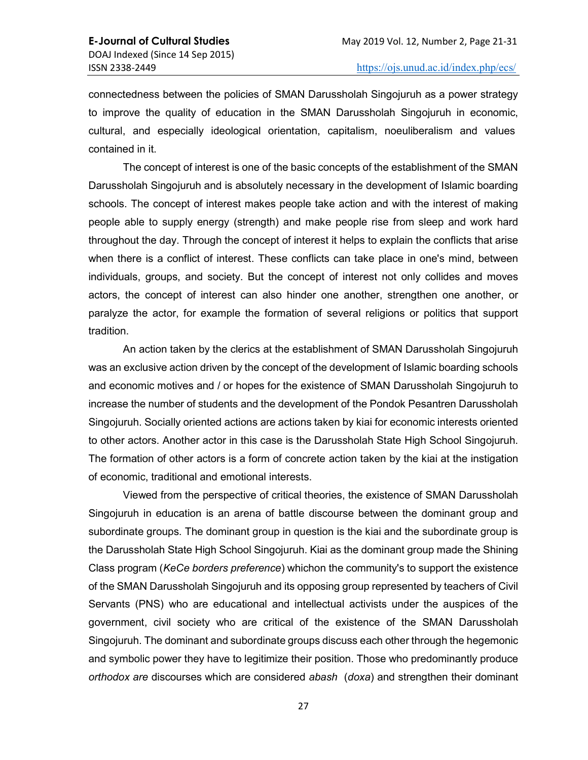connectedness between the policies of SMAN Darussholah Singojuruh as a power strategy to improve the quality of education in the SMAN Darussholah Singojuruh in economic, cultural, and especially ideological orientation, capitalism, noeuliberalism and values contained in it.

The concept of interest is one of the basic concepts of the establishment of the SMAN Darussholah Singojuruh and is absolutely necessary in the development of Islamic boarding schools. The concept of interest makes people take action and with the interest of making people able to supply energy (strength) and make people rise from sleep and work hard throughout the day. Through the concept of interest it helps to explain the conflicts that arise when there is a conflict of interest. These conflicts can take place in one's mind, between individuals, groups, and society. But the concept of interest not only collides and moves actors, the concept of interest can also hinder one another, strengthen one another, or paralyze the actor, for example the formation of several religions or politics that support tradition.

An action taken by the clerics at the establishment of SMAN Darussholah Singojuruh was an exclusive action driven by the concept of the development of Islamic boarding schools and economic motives and / or hopes for the existence of SMAN Darussholah Singojuruh to increase the number of students and the development of the Pondok Pesantren Darussholah Singojuruh. Socially oriented actions are actions taken by kiai for economic interests oriented to other actors. Another actor in this case is the Darussholah State High School Singojuruh. The formation of other actors is a form of concrete action taken by the kiai at the instigation of economic, traditional and emotional interests.

Viewed from the perspective of critical theories, the existence of SMAN Darussholah Singojuruh in education is an arena of battle discourse between the dominant group and subordinate groups. The dominant group in question is the kiai and the subordinate group is the Darussholah State High School Singojuruh. Kiai as the dominant group made the Shining Class program (*KeCe borders preference*) whichon the community's to support the existence of the SMAN Darussholah Singojuruh and its opposing group represented by teachers of Civil Servants (PNS) who are educational and intellectual activists under the auspices of the government, civil society who are critical of the existence of the SMAN Darussholah Singojuruh. The dominant and subordinate groups discuss each other through the hegemonic and symbolic power they have to legitimize their position. Those who predominantly produce *orthodox are* discourses which are considered *abash* (*doxa*) and strengthen their dominant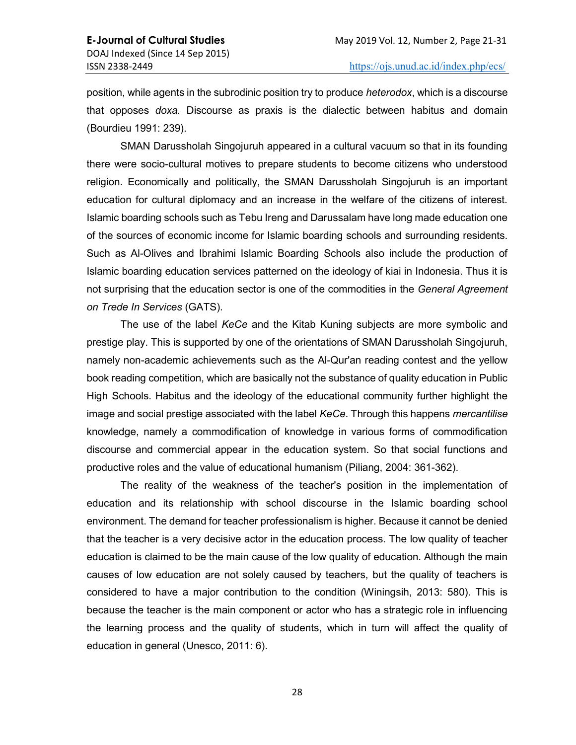position, while agents in the subrodinic position try to produce *heterodox*, which is a discourse that opposes *doxa.* Discourse as praxis is the dialectic between habitus and domain (Bourdieu 1991: 239).

SMAN Darussholah Singojuruh appeared in a cultural vacuum so that in its founding there were socio-cultural motives to prepare students to become citizens who understood religion. Economically and politically, the SMAN Darussholah Singojuruh is an important education for cultural diplomacy and an increase in the welfare of the citizens of interest. Islamic boarding schools such as Tebu Ireng and Darussalam have long made education one of the sources of economic income for Islamic boarding schools and surrounding residents. Such as Al-Olives and Ibrahimi Islamic Boarding Schools also include the production of Islamic boarding education services patterned on the ideology of kiai in Indonesia. Thus it is not surprising that the education sector is one of the commodities in the *General Agreement on Trede In Services* (GATS).

The use of the label *KeCe* and the Kitab Kuning subjects are more symbolic and prestige play. This is supported by one of the orientations of SMAN Darussholah Singojuruh, namely non-academic achievements such as the Al-Qur'an reading contest and the yellow book reading competition, which are basically not the substance of quality education in Public High Schools. Habitus and the ideology of the educational community further highlight the image and social prestige associated with the label *KeCe*. Through this happens *mercantilise* knowledge, namely a commodification of knowledge in various forms of commodification discourse and commercial appear in the education system. So that social functions and productive roles and the value of educational humanism (Piliang, 2004: 361-362).

The reality of the weakness of the teacher's position in the implementation of education and its relationship with school discourse in the Islamic boarding school environment. The demand for teacher professionalism is higher. Because it cannot be denied that the teacher is a very decisive actor in the education process. The low quality of teacher education is claimed to be the main cause of the low quality of education. Although the main causes of low education are not solely caused by teachers, but the quality of teachers is considered to have a major contribution to the condition (Winingsih, 2013: 580). This is because the teacher is the main component or actor who has a strategic role in influencing the learning process and the quality of students, which in turn will affect the quality of education in general (Unesco, 2011: 6).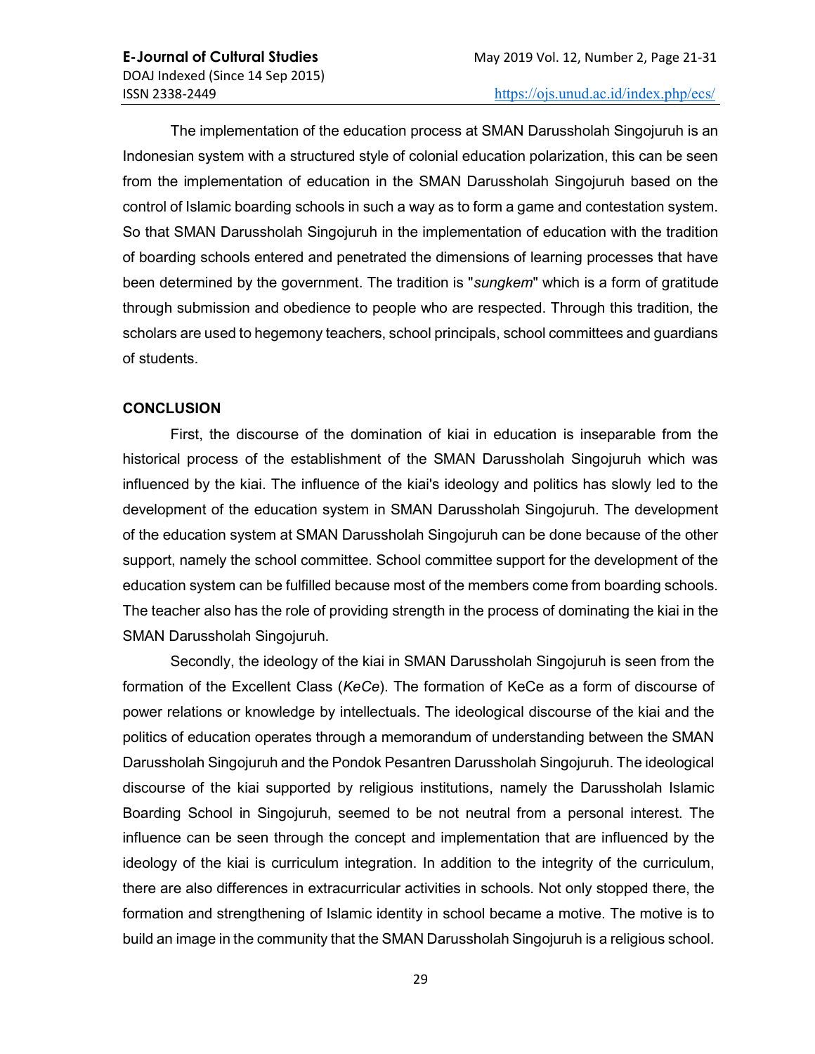The implementation of the education process at SMAN Darussholah Singojuruh is an Indonesian system with a structured style of colonial education polarization, this can be seen from the implementation of education in the SMAN Darussholah Singojuruh based on the control of Islamic boarding schools in such a way as to form a game and contestation system. So that SMAN Darussholah Singojuruh in the implementation of education with the tradition of boarding schools entered and penetrated the dimensions of learning processes that have been determined by the government. The tradition is "*sungkem*" which is a form of gratitude through submission and obedience to people who are respected. Through this tradition, the scholars are used to hegemony teachers, school principals, school committees and guardians of students.

## CONCLUSION

First, the discourse of the domination of kiai in education is inseparable from the historical process of the establishment of the SMAN Darussholah Singojuruh which was influenced by the kiai. The influence of the kiai's ideology and politics has slowly led to the development of the education system in SMAN Darussholah Singojuruh. The development of the education system at SMAN Darussholah Singojuruh can be done because of the other support, namely the school committee. School committee support for the development of the education system can be fulfilled because most of the members come from boarding schools. The teacher also has the role of providing strength in the process of dominating the kiai in the SMAN Darussholah Singojuruh.

Secondly, the ideology of the kiai in SMAN Darussholah Singojuruh is seen from the formation of the Excellent Class (*KeCe*). The formation of KeCe as a form of discourse of power relations or knowledge by intellectuals. The ideological discourse of the kiai and the politics of education operates through a memorandum of understanding between the SMAN Darussholah Singojuruh and the Pondok Pesantren Darussholah Singojuruh. The ideological discourse of the kiai supported by religious institutions, namely the Darussholah Islamic Boarding School in Singojuruh, seemed to be not neutral from a personal interest. The influence can be seen through the concept and implementation that are influenced by the ideology of the kiai is curriculum integration. In addition to the integrity of the curriculum, there are also differences in extracurricular activities in schools. Not only stopped there, the formation and strengthening of Islamic identity in school became a motive. The motive is to build an image in the community that the SMAN Darussholah Singojuruh is a religious school.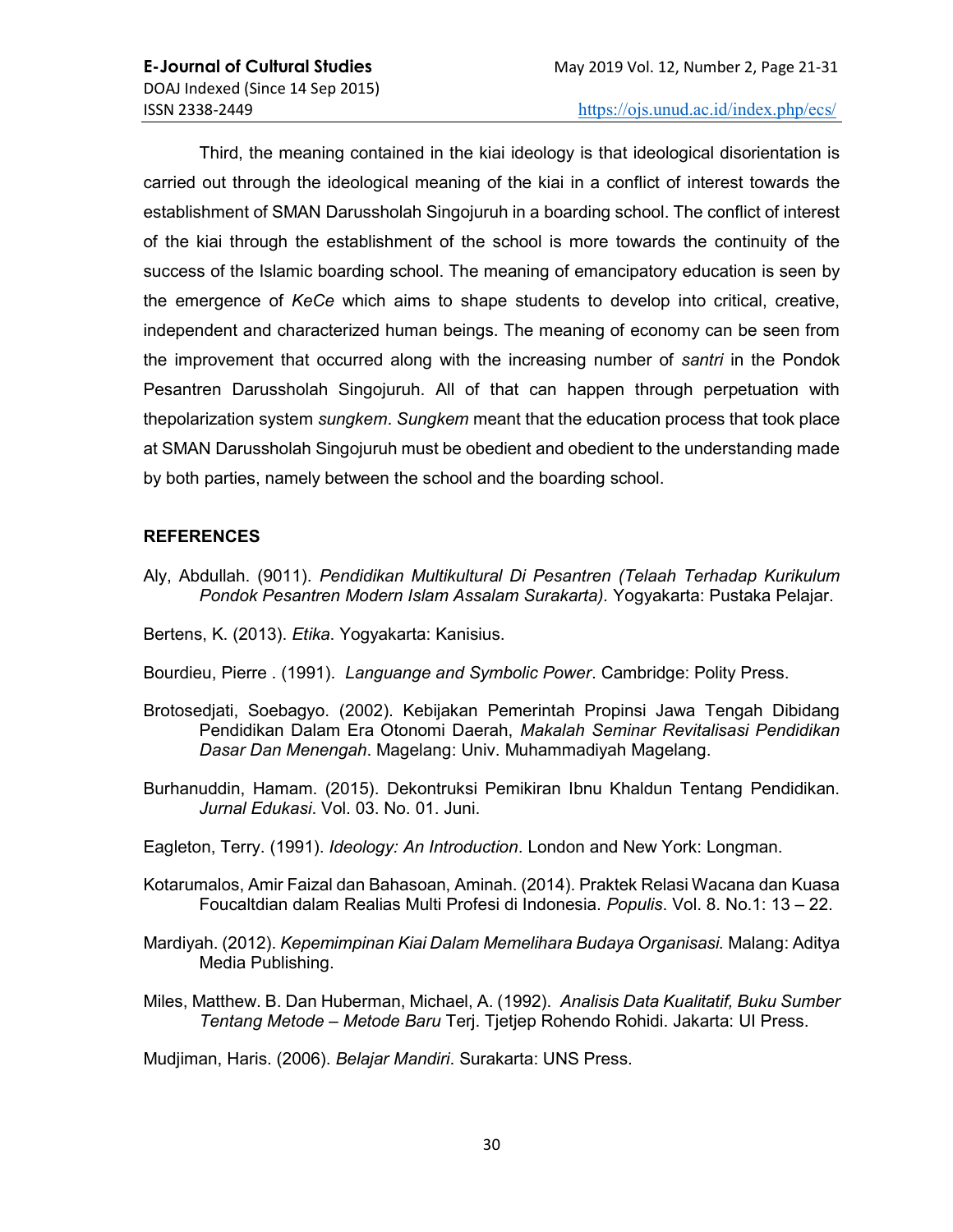Third, the meaning contained in the kiai ideology is that ideological disorientation is carried out through the ideological meaning of the kiai in a conflict of interest towards the establishment of SMAN Darussholah Singojuruh in a boarding school. The conflict of interest of the kiai through the establishment of the school is more towards the continuity of the success of the Islamic boarding school. The meaning of emancipatory education is seen by the emergence of *KeCe* which aims to shape students to develop into critical, creative, independent and characterized human beings. The meaning of economy can be seen from the improvement that occurred along with the increasing number of *santri* in the Pondok Pesantren Darussholah Singojuruh. All of that can happen through perpetuation with thepolarization system *sungkem*. *Sungkem* meant that the education process that took place at SMAN Darussholah Singojuruh must be obedient and obedient to the understanding made by both parties, namely between the school and the boarding school.

## REFERENCES

Aly, Abdullah. (9011). *Pendidikan Multikultural Di Pesantren (Telaah Terhadap Kurikulum Pondok Pesantren Modern Islam Assalam Surakarta)*. Yogyakarta: Pustaka Pelajar.

Bertens, K. (2013). *Etika*. Yogyakarta: Kanisius.

Bourdieu, Pierre . (1991). *Languange and Symbolic Power*. Cambridge: Polity Press.

Brotosedjati, Soebagyo. (2002). Kebijakan Pemerintah Propinsi Jawa Tengah Dibidang Pendidikan Dalam Era Otonomi Daerah, *Makalah Seminar Revitalisasi Pendidikan Dasar Dan Menengah*. Magelang: Univ. Muhammadiyah Magelang.

Burhanuddin, Hamam. (2015). Dekontruksi Pemikiran Ibnu Khaldun Tentang Pendidikan. *Jurnal Edukasi*. Vol. 03. No. 01. Juni.

Eagleton, Terry. (1991). *Ideology: An Introduction*. London and New York: Longman.

Kotarumalos, Amir Faizal dan Bahasoan, Aminah. (2014). Praktek Relasi Wacana dan Kuasa Foucaltdian dalam Realias Multi Profesi di Indonesia. *Populis*. Vol. 8. No.1: 13 – 22.

Mardiyah. (2012). *Kepemimpinan Kiai Dalam Memelihara Budaya Organisasi.* Malang: Aditya Media Publishing.

Miles, Matthew. B. Dan Huberman, Michael, A. (1992). *Analisis Data Kualitatif, Buku Sumber Tentang Metode – Metode Baru* Terj. Tjetjep Rohendo Rohidi. Jakarta: UI Press.

Mudjiman, Haris. (2006). *Belajar Mandiri*. Surakarta: UNS Press.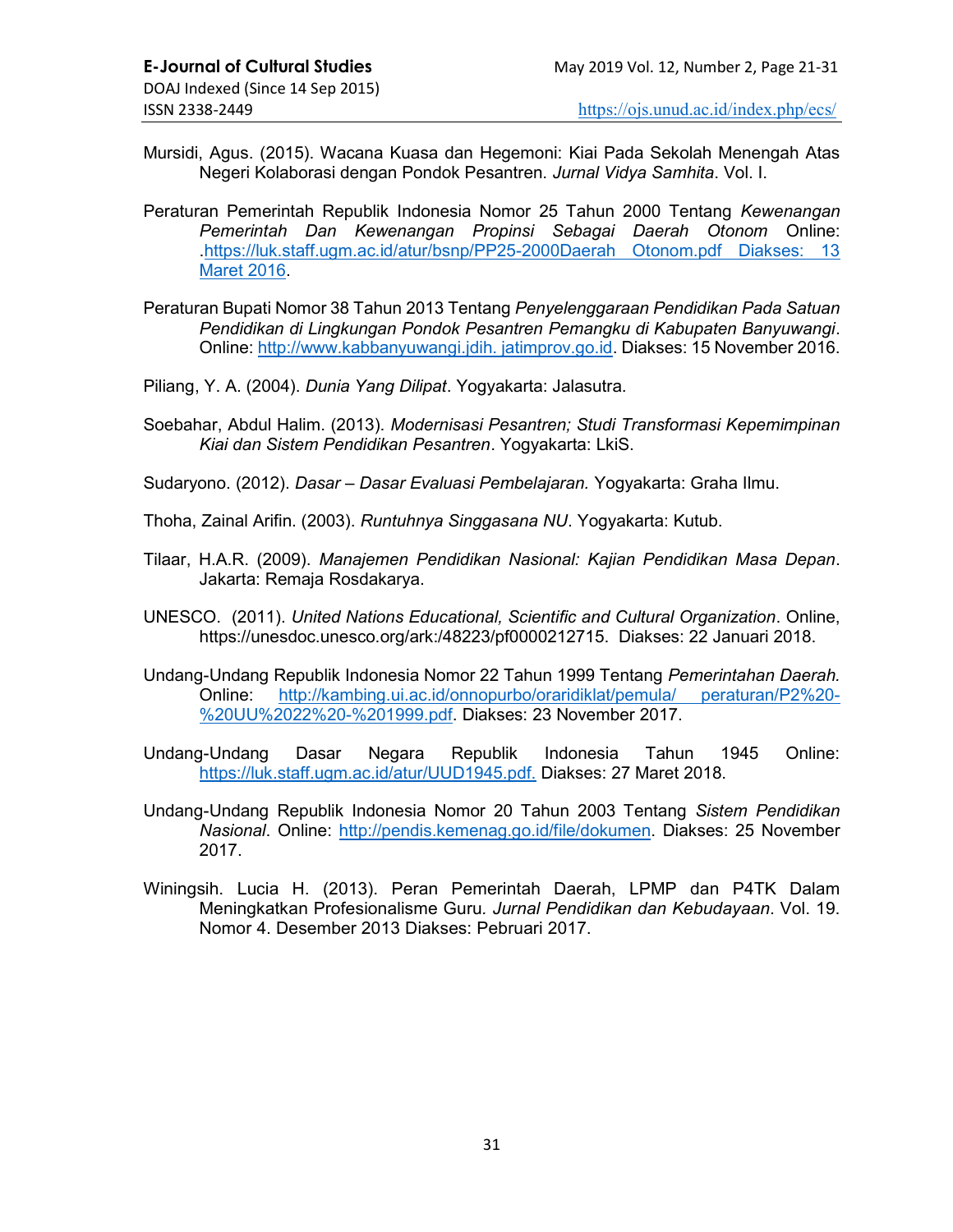Mursidi, Agus. (2015). Wacana Kuasa dan Hegemoni: Kiai Pada Sekolah Menengah Atas Negeri Kolaborasi dengan Pondok Pesantren. *Jurnal Vidya Samhita*. Vol. I.

Peraturan Pemerintah Republik Indonesia Nomor 25 Tahun 2000 Tentang *Kewenangan Pemerintah Dan Kewenangan Propinsi Sebagai Daerah Otonom* Online: .https://luk.staff.ugm.ac.id/atur/bsnp/PP25-2000Daerah Otonom.pdf Diakses: 13 Maret 2016.

Peraturan Bupati Nomor 38 Tahun 2013 Tentang *Penyelenggaraan Pendidikan Pada Satuan Pendidikan di Lingkungan Pondok Pesantren Pemangku di Kabupaten Banyuwangi*. Online: http://www.kabbanyuwangi.jdih. jatimprov.go.id. Diakses: 15 November 2016.

Piliang, Y. A. (2004). *Dunia Yang Dilipat*. Yogyakarta: Jalasutra.

Soebahar, Abdul Halim. (2013). *Modernisasi Pesantren; Studi Transformasi Kepemimpinan Kiai dan Sistem Pendidikan Pesantren*. Yogyakarta: LkiS.

Sudaryono. (2012). *Dasar – Dasar Evaluasi Pembelajaran.* Yogyakarta: Graha Ilmu.

Thoha, Zainal Arifin. (2003). *Runtuhnya Singgasana NU*. Yogyakarta: Kutub.

Tilaar, H.A.R. (2009). *Manajemen Pendidikan Nasional: Kajian Pendidikan Masa Depan*. Jakarta: Remaja Rosdakarya.

UNESCO. (2011). *United Nations Educational, Scientific and Cultural Organization*. Online, https://unesdoc.unesco.org/ark:/48223/pf0000212715. Diakses: 22 Januari 2018.

Undang-Undang Republik Indonesia Nomor 22 Tahun 1999 Tentang *Pemerintahan Daerah.* Online: http://kambing.ui.ac.id/onnopurbo/oraridiklat/pemula/ peraturan/P2%20-%20UU%2022%20-%201999.pdf. Diakses: 23 November 2017.

Undang-Undang Dasar Negara Republik Indonesia Tahun 1945 Online: https://luk.staff.ugm.ac.id/atur/UUD1945.pdf. Diakses: 27 Maret 2018.

Undang-Undang Republik Indonesia Nomor 20 Tahun 2003 Tentang *Sistem Pendidikan Nasional*. Online: http://pendis.kemenag.go.id/file/dokumen. Diakses: 25 November 2017.

Winingsih. Lucia H. (2013). Peran Pemerintah Daerah, LPMP dan P4TK Dalam Meningkatkan Profesionalisme Guru. *Jurnal Pendidikan dan Kebudayaan*. Vol. 19. Nomor 4. Desember 2013 Diakses: Pebruari 2017.